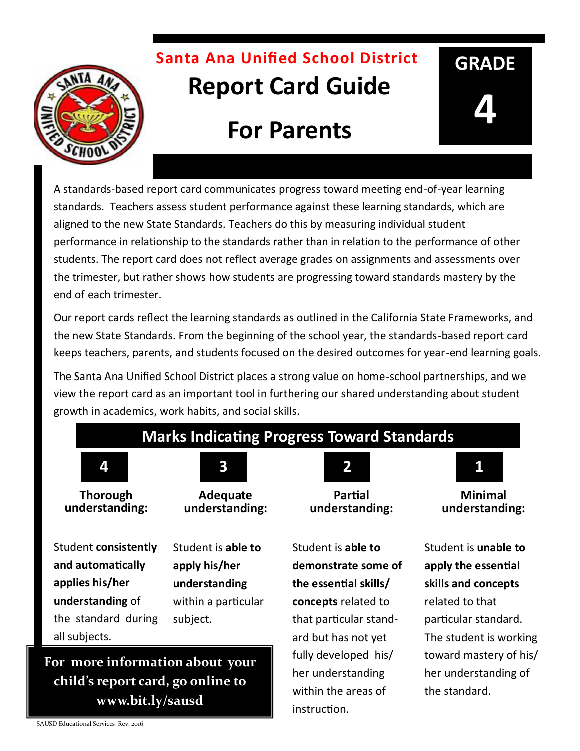## Santa Ana Unified School District

# Report Card Guide For Parents

## GRADE 4

A standards-based report card communicates progress toward meeting end-of-year learning standards. Teachers assess student performance against these learning standards, which are aligned to the new State Standards. Teachers do this by measuring individual student performance in relationship to the standards rather than in relation to the performance of other students. The report card does not reflect average grades on assignments and assessments over the trimester, but rather shows how students are progressing toward standards mastery by the end of each trimester.

Our report cards reflect the learning standards as outlined in the California State Frameworks, and the new State Standards. From the beginning of the school year, the standards-based report card keeps teachers, parents, and students focused on the desired outcomes for year-end learning goals.

The Santa Ana Unified School District places a strong value on home-school partnerships, and we view the report card as an important tool in furthering our shared understanding about student growth in academics, work habits, and social skills.

## Marks Indicating Progress Toward Standards

| 4 | 3 | 2 | 1 |
|---|---|---|---|
| **Thorough understanding:** | **Adequate understanding:** | **Partial understanding:** | **Minimal understanding:** |
| Student **consistently and automatically applies his/her understanding** of the standard during all subjects. | Student is **able to apply his/her understanding** within a particular subject. | Student is **able to demonstrate some of the essential skills/ concepts** related to that particular standard but has not yet fully developed his/her understanding within the areas of instruction. | Student is **unable to apply the essential skills and concepts** related to that particular standard. The student is working toward mastery of his/her understanding of the standard. |

**For more information about your child's report card, go online to www.bit.ly/sausd**

SAUSD Educational Services Rev. 2016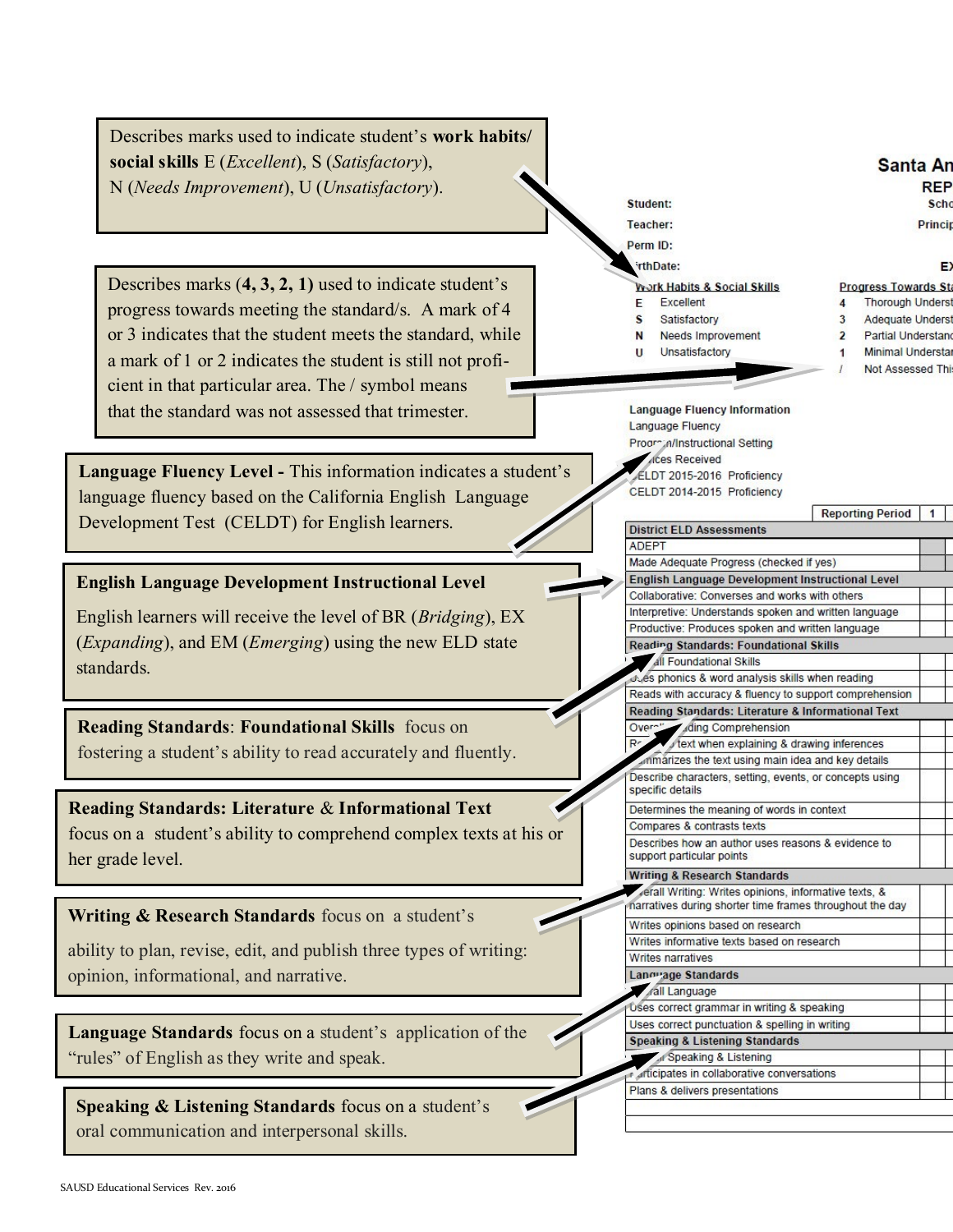Describes marks used to indicate student's **work habits/ social skills** E (*Excellent*), S (*Satisfactory*), N (*Needs Improvement*), U (*Unsatisfactory*).

Describes marks (**4, 3, 2, 1**) used to indicate student's progress towards meeting the standard/s. A mark of 4 or 3 indicates that the student meets the standard, while a mark of 1 or 2 indicates the student is still not proficient in that particular area. The / symbol means that the standard was not assessed that trimester.

**Language Fluency Level -** This information indicates a student's language fluency based on the California English Language Development Test (CELDT) for English learners.

**English Language Development Instructional Level**

English learners will receive the level of BR (*Bridging*), EX (*Expanding*), and EM (*Emerging*) using the new ELD state standards.

**Reading Standards**: **Foundational Skills** focus on fostering a student's ability to read accurately and fluently.

**Reading Standards: Literature** & **Informational Text** focus on a student's ability to comprehend complex texts at his or her grade level.

**Writing & Research Standards** focus on a student's ability to plan, revise, edit, and publish three types of writing: opinion, informational, and narrative.

**Language Standards** focus on a student's application of the "rules" of English as they write and speak.

**Speaking & Listening Standards** focus on a student's oral communication and interpersonal skills.

**Santa An**

**REP**

Student: Scho

Teacher: Princip

Perm ID:

BirthDate: EX

| Work Habits & Social Skills | | Progress Towards Sta | |
|---|---|---|---|
| E | Excellent | 4 | Thorough Underst |
| S | Satisfactory | 3 | Adequate Underst |
| N | Needs Improvement | 2 | Partial Understanc |
| U | Unsatisfactory | 1 | Minimal Understar |
| | | / | Not Assessed Thi |

**Language Fluency Information**

Language Fluency

Program/Instructional Setting

Services Received

CELDT 2015-2016 Proficiency

CELDT 2014-2015 Proficiency

| Reporting Period | 1 |
|---|---|
| **District ELD Assessments** | |
| ADEPT | |
| Made Adequate Progress (checked if yes) | |
| **English Language Development Instructional Level** | |
| Collaborative: Converses and works with others | |
| Interpretive: Understands spoken and written language | |
| Productive: Produces spoken and written language | |
| **Reading Standards: Foundational Skills** | |
| Overall Foundational Skills | |
| Uses phonics & word analysis skills when reading | |
| Reads with accuracy & fluency to support comprehension | |
| **Reading Standards: Literature & Informational Text** | |
| Overall Reading Comprehension | |
| Refers to text when explaining & drawing inferences | |
| Summarizes the text using main idea and key details | |
| Describe characters, setting, events, or concepts using specific details | |
| Determines the meaning of words in context | |
| Compares & contrasts texts | |
| Describes how an author uses reasons & evidence to support particular points | |
| **Writing & Research Standards** | |
| Overall Writing: Writes opinions, informative texts, & narratives during shorter time frames throughout the day | |
| Writes opinions based on research | |
| Writes informative texts based on research | |
| Writes narratives | |
| **Language Standards** | |
| Overall Language | |
| Uses correct grammar in writing & speaking | |
| Uses correct punctuation & spelling in writing | |
| **Speaking & Listening Standards** | |
| Overall Speaking & Listening | |
| Participates in collaborative conversations | |
| Plans & delivers presentations | |

SAUSD Educational Services Rev. 2016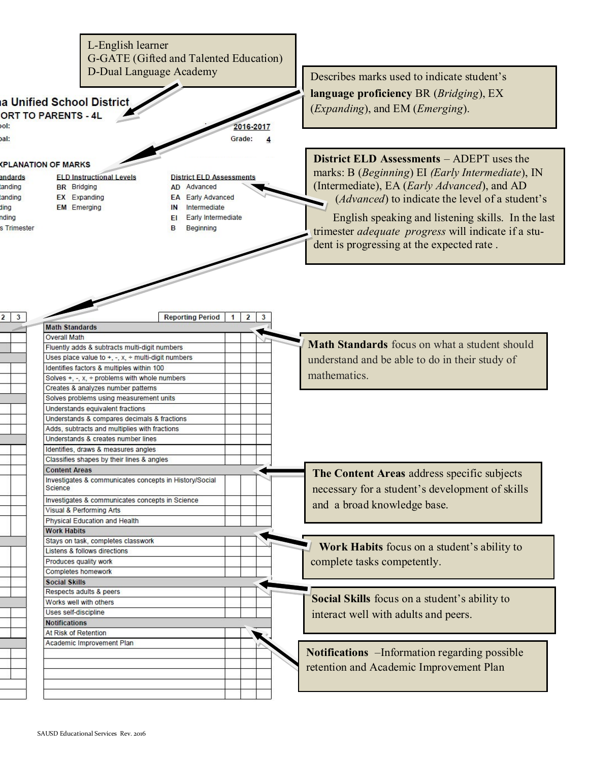L-English learner
G-GATE (Gifted and Talented Education)
D-Dual Language Academy

na Unified School District
ORT TO PARENTS - 4L
ool:
pal:

2016-2017
Grade: 4

Describes marks used to indicate student's **language proficiency** BR (*Bridging*), EX (*Expanding*), and EM (*Emerging*).

XPLANATION OF MARKS

| andards | ELD Instructional Levels | District ELD Assessments |
|---|---|---|
| tanding | BR Bridging | AD Advanced |
| anding | EX Expanding | EA Early Advanced |
| ding | EM Emerging | IN Intermediate |
| nding | | EI Early Intermediate |
| s Trimester | | B Beginning |

**District ELD Assessments** – ADEPT uses the marks: B (*Beginning*) EI *(Early Intermediate*), IN (Intermediate), EA (*Early Advanced*), and AD (*Advanced*) to indicate the level of a student's English speaking and listening skills. In the last trimester *adequate progress* will indicate if a student is progressing at the expected rate .

| Reporting Period | 1 | 2 | 3 |
|---|---|---|---|
| **Math Standards** | | | |
| Overall Math | | | |
| Fluently adds & subtracts multi-digit numbers | | | |
| Uses place value to +, -, x, ÷ multi-digit numbers | | | |
| Identifies factors & multiples within 100 | | | |
| Solves +, -, x, ÷ problems with whole numbers | | | |
| Creates & analyzes number patterns | | | |
| Solves problems using measurement units | | | |
| Understands equivalent fractions | | | |
| Understands & compares decimals & fractions | | | |
| Adds, subtracts and multiplies with fractions | | | |
| Understands & creates number lines | | | |
| Identifies, draws & measures angles | | | |
| Classifies shapes by their lines & angles | | | |
| **Content Areas** | | | |
| Investigates & communicates concepts in History/Social Science | | | |
| Investigates & communicates concepts in Science | | | |
| Visual & Performing Arts | | | |
| Physical Education and Health | | | |
| **Work Habits** | | | |
| Stays on task, completes classwork | | | |
| Listens & follows directions | | | |
| Produces quality work | | | |
| Completes homework | | | |
| **Social Skills** | | | |
| Respects adults & peers | | | |
| Works well with others | | | |
| Uses self-discipline | | | |
| **Notifications** | | | |
| At Risk of Retention | | | |
| Academic Improvement Plan | | | |
| | | | |
| | | | |
| | | | |
| | | | |
| | | | |

**Math Standards** focus on what a student should understand and be able to do in their study of mathematics.

**The Content Areas** address specific subjects necessary for a student's development of skills and a broad knowledge base.

**Work Habits** focus on a student's ability to complete tasks competently.

**Social Skills** focus on a student's ability to interact well with adults and peers.

**Notifications** –Information regarding possible retention and Academic Improvement Plan

SAUSD Educational Services Rev. 2016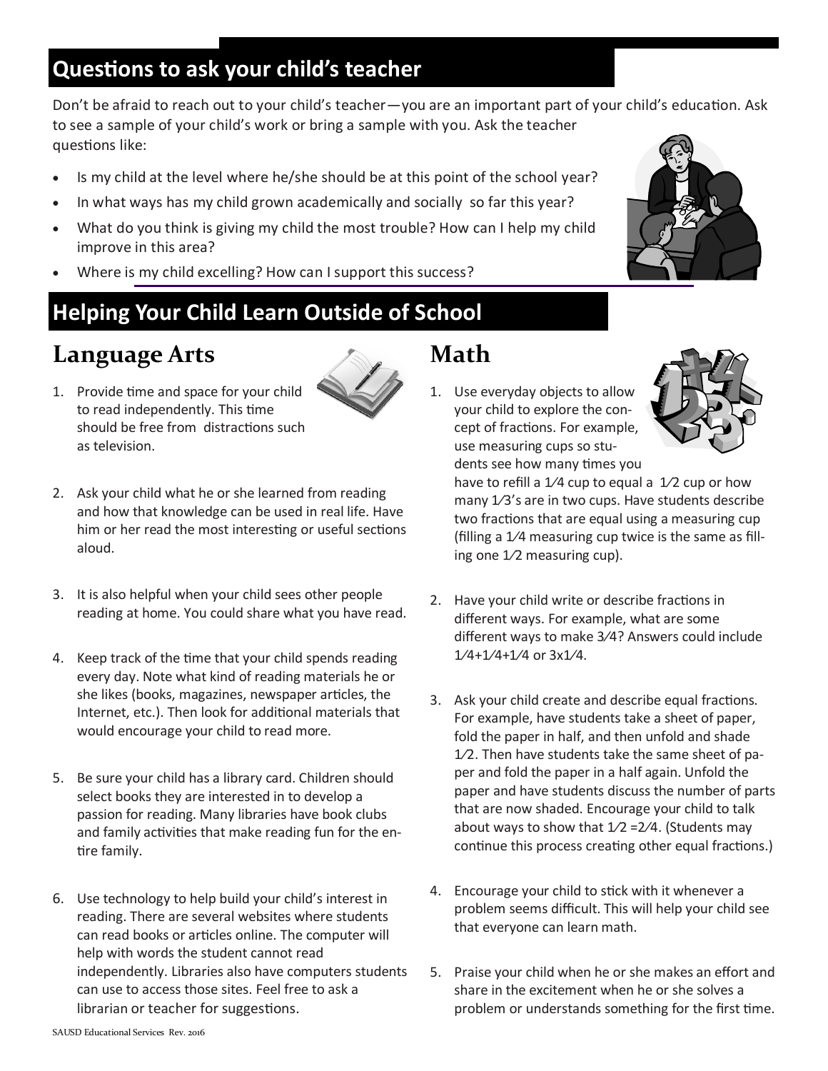## Questions to ask your child's teacher

Don't be afraid to reach out to your child's teacher—you are an important part of your child's education. Ask to see a sample of your child's work or bring a sample with you. Ask the teacher questions like:

- Is my child at the level where he/she should be at this point of the school year?
- In what ways has my child grown academically and socially so far this year?
- What do you think is giving my child the most trouble? How can I help my child improve in this area?
- Where is my child excelling? How can I support this success?

## Helping Your Child Learn Outside of School

### Language Arts

1. Provide time and space for your child to read independently. This time should be free from distractions such as television.
2. Ask your child what he or she learned from reading and how that knowledge can be used in real life. Have him or her read the most interesting or useful sections aloud.
3. It is also helpful when your child sees other people reading at home. You could share what you have read.
4. Keep track of the time that your child spends reading every day. Note what kind of reading materials he or she likes (books, magazines, newspaper articles, the Internet, etc.). Then look for additional materials that would encourage your child to read more.
5. Be sure your child has a library card. Children should select books they are interested in to develop a passion for reading. Many libraries have book clubs and family activities that make reading fun for the entire family.
6. Use technology to help build your child's interest in reading. There are several websites where students can read books or articles online. The computer will help with words the student cannot read independently. Libraries also have computers students can use to access those sites. Feel free to ask a librarian or teacher for suggestions.

### Math

1. Use everyday objects to allow your child to explore the concept of fractions. For example, use measuring cups so students see how many times you have to refill a $1/4$ cup to equal a $1/2$ cup or how many $1/3$'s are in two cups. Have students describe two fractions that are equal using a measuring cup (filling a $1/4$ measuring cup twice is the same as filling one $1/2$ measuring cup).
2. Have your child write or describe fractions in different ways. For example, what are some different ways to make $3/4$? Answers could include $1/4+1/4+1/4$ or $3 \times 1/4$.
3. Ask your child create and describe equal fractions. For example, have students take a sheet of paper, fold the paper in half, and then unfold and shade $1/2$. Then have students take the same sheet of paper and fold the paper in a half again. Unfold the paper and have students discuss the number of parts that are now shaded. Encourage your child to talk about ways to show that $1/2 = 2/4$. (Students may continue this process creating other equal fractions.)
4. Encourage your child to stick with it whenever a problem seems difficult. This will help your child see that everyone can learn math.
5. Praise your child when he or she makes an effort and share in the excitement when he or she solves a problem or understands something for the first time.

SAUSD Educational Services Rev. 2016